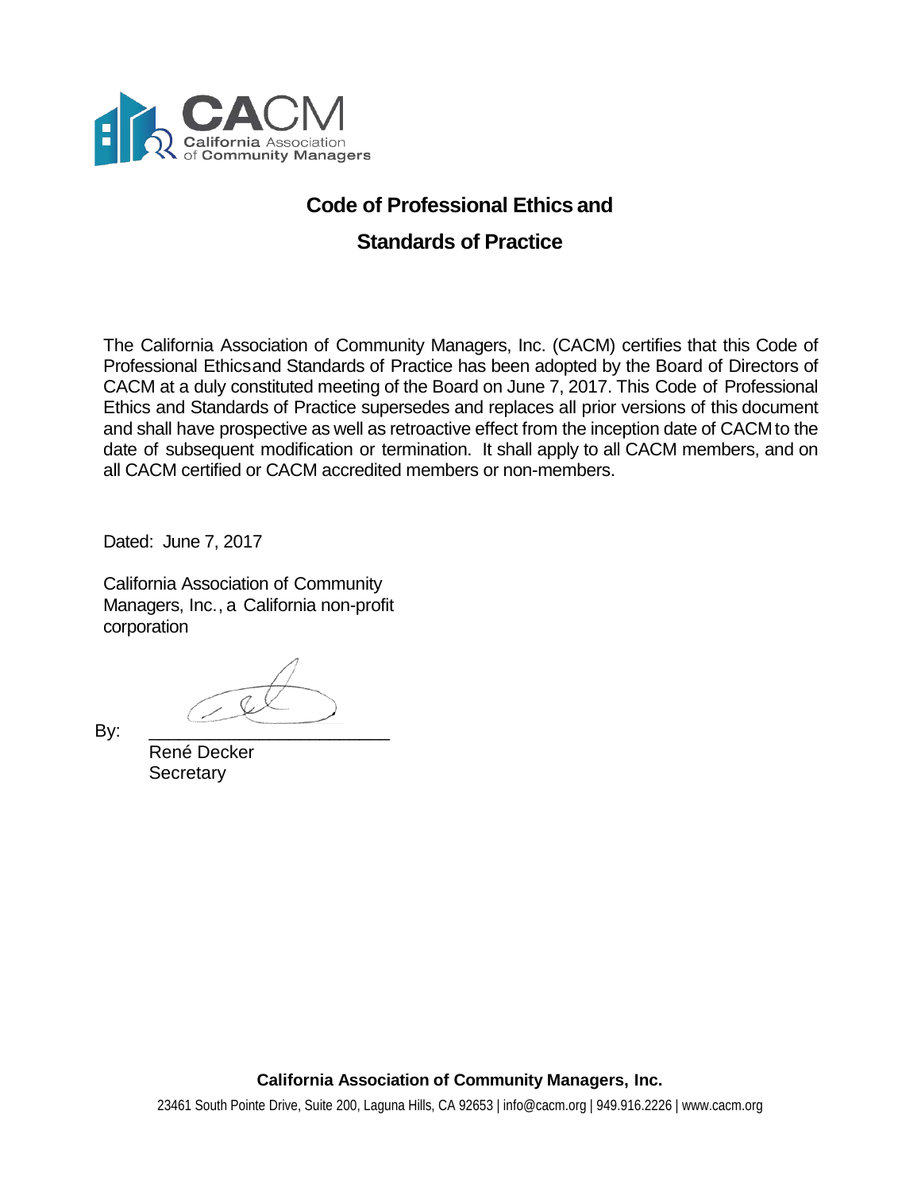CACM
California Association of Community Managers

# Code of Professional Ethics and Standards of Practice

The California Association of Community Managers, Inc. (CACM) certifies that this Code of Professional Ethicsand Standards of Practice has been adopted by the Board of Directors of CACM at a duly constituted meeting of the Board on June 7, 2017. This Code of Professional Ethics and Standards of Practice supersedes and replaces all prior versions of this document and shall have prospective as well as retroactive effect from the inception date of CACM to the date of subsequent modification or termination. It shall apply to all CACM members, and on all CACM certified or CACM accredited members or non-members.

Dated: June 7, 2017

California Association of Community Managers, Inc., a California non-profit corporation

By: \_\_\_\_\_\_\_\_\_\_\_\_\_\_\_\_\_\_\_\_\_\_\_\_
René Decker
Secretary

**California Association of Community Managers, Inc.**

23461 South Pointe Drive, Suite 200, Laguna Hills, CA 92653 | info@cacm.org | 949.916.2226 | www.cacm.org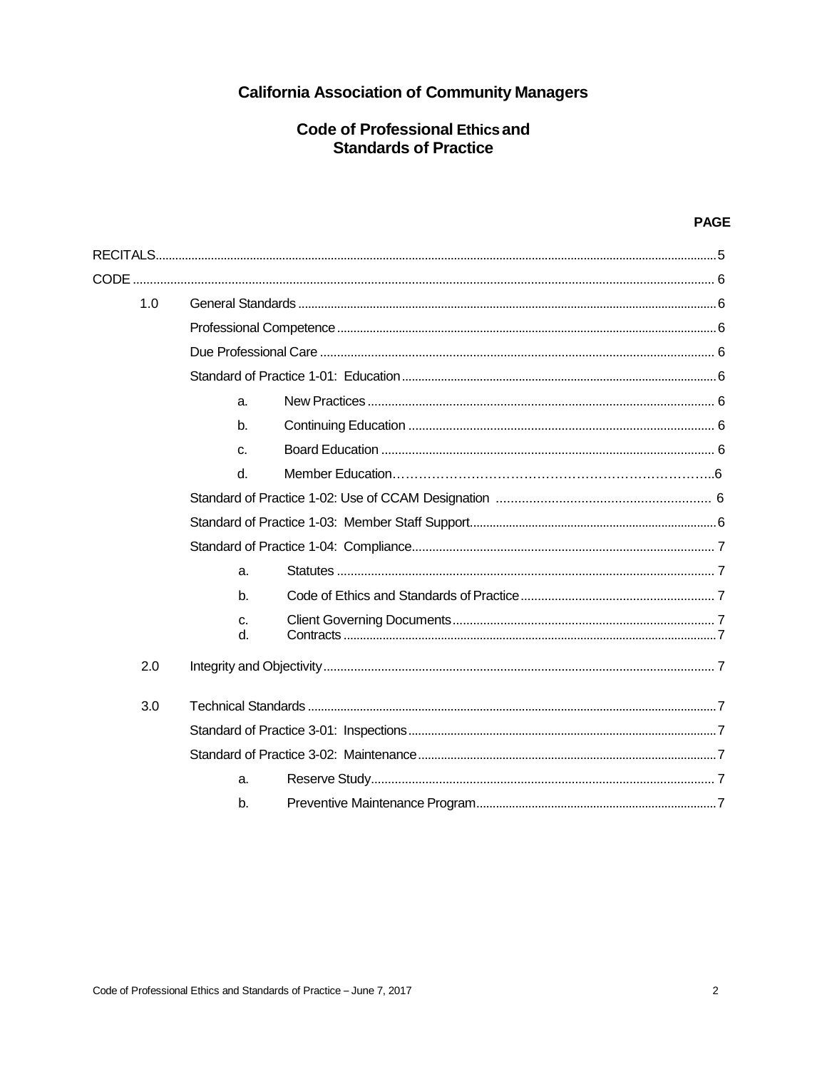# California Association of Community Managers

## Code of Professional Ethics and Standards of Practice

| | | | PAGE |
|---|---|---|---|
| RECITALS | | | 5 |
| CODE | | | 6 |
| 1.0 | General Standards | | 6 |
| | Professional Competence | | 6 |
| | Due Professional Care | | 6 |
| | Standard of Practice 1-01: Education | | 6 |
| | a. | New Practices | 6 |
| | b. | Continuing Education | 6 |
| | c. | Board Education | 6 |
| | d. | Member Education | 6 |
| | Standard of Practice 1-02: Use of CCAM Designation | | 6 |
| | Standard of Practice 1-03: Member Staff Support | | 6 |
| | Standard of Practice 1-04: Compliance | | 7 |
| | a. | Statutes | 7 |
| | b. | Code of Ethics and Standards of Practice | 7 |
| | c. | Client Governing Documents | 7 |
| | d. | Contracts | 7 |
| 2.0 | Integrity and Objectivity | | 7 |
| 3.0 | Technical Standards | | 7 |
| | Standard of Practice 3-01: Inspections | | 7 |
| | Standard of Practice 3-02: Maintenance | | 7 |
| | a. | Reserve Study | 7 |
| | b. | Preventive Maintenance Program | 7 |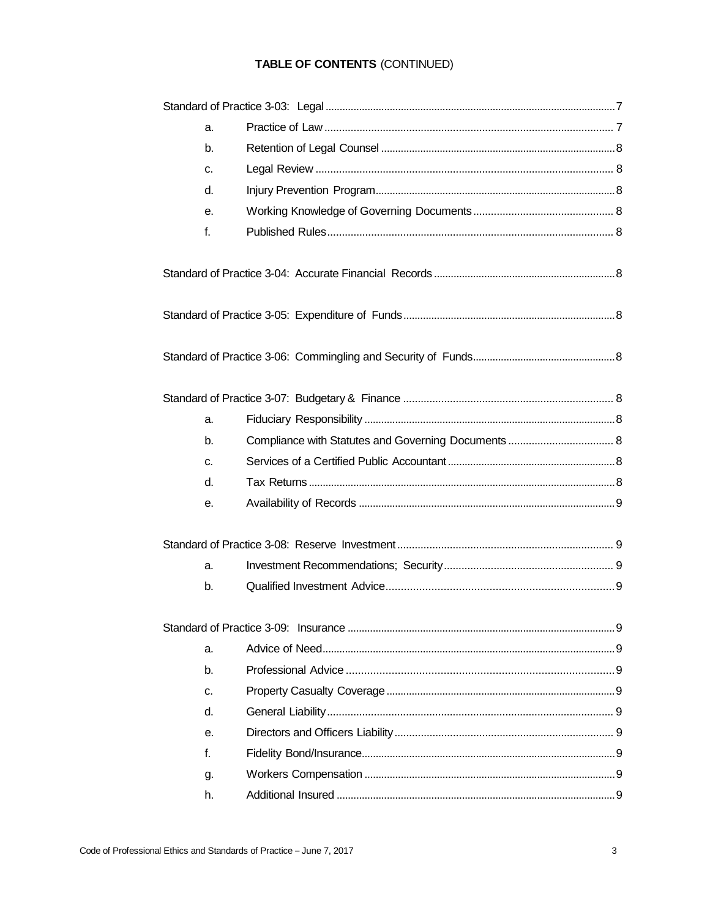**TABLE OF CONTENTS** (CONTINUED)

Standard of Practice 3-03: Legal ........ 7

- a. Practice of Law ........ 7
- b. Retention of Legal Counsel ........ 8
- c. Legal Review ........ 8
- d. Injury Prevention Program ........ 8
- e. Working Knowledge of Governing Documents ........ 8
- f. Published Rules ........ 8

Standard of Practice 3-04: Accurate Financial Records ........ 8

Standard of Practice 3-05: Expenditure of Funds ........ 8

Standard of Practice 3-06: Commingling and Security of Funds ........ 8

Standard of Practice 3-07: Budgetary & Finance ........ 8

- a. Fiduciary Responsibility ........ 8
- b. Compliance with Statutes and Governing Documents ........ 8
- c. Services of a Certified Public Accountant ........ 8
- d. Tax Returns ........ 8
- e. Availability of Records ........ 9

Standard of Practice 3-08: Reserve Investment ........ 9

- a. Investment Recommendations; Security ........ 9
- b. Qualified Investment Advice ........ 9

Standard of Practice 3-09: Insurance ........ 9

- a. Advice of Need ........ 9
- b. Professional Advice ........ 9
- c. Property Casualty Coverage ........ 9
- d. General Liability ........ 9
- e. Directors and Officers Liability ........ 9
- f. Fidelity Bond/Insurance ........ 9
- g. Workers Compensation ........ 9
- h. Additional Insured ........ 9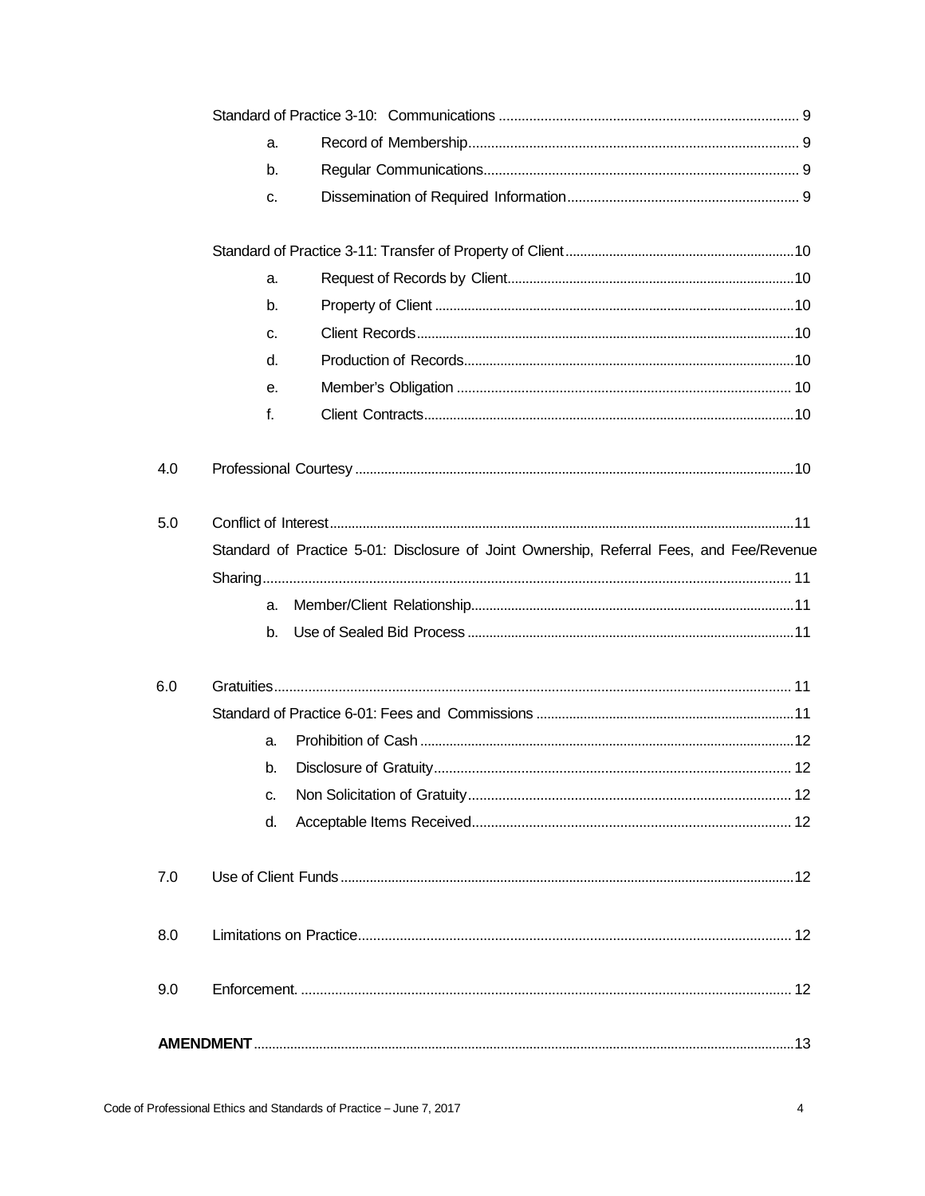Standard of Practice 3-10: Communications ........ 9

- a. Record of Membership ........ 9
- b. Regular Communications ........ 9
- c. Dissemination of Required Information ........ 9

Standard of Practice 3-11: Transfer of Property of Client ........ 10

- a. Request of Records by Client ........ 10
- b. Property of Client ........ 10
- c. Client Records ........ 10
- d. Production of Records ........ 10
- e. Member's Obligation ........ 10
- f. Client Contracts ........ 10

4.0 Professional Courtesy ........ 10

5.0 Conflict of Interest ........ 11

Standard of Practice 5-01: Disclosure of Joint Ownership, Referral Fees, and Fee/Revenue Sharing ........ 11

- a. Member/Client Relationship ........ 11
- b. Use of Sealed Bid Process ........ 11

6.0 Gratuities ........ 11

Standard of Practice 6-01: Fees and Commissions ........ 11

- a. Prohibition of Cash ........ 12
- b. Disclosure of Gratuity ........ 12
- c. Non Solicitation of Gratuity ........ 12
- d. Acceptable Items Received ........ 12

7.0 Use of Client Funds ........ 12

8.0 Limitations on Practice ........ 12

9.0 Enforcement. ........ 12

**AMENDMENT** ........ 13

Code of Professional Ethics and Standards of Practice – June 7, 2017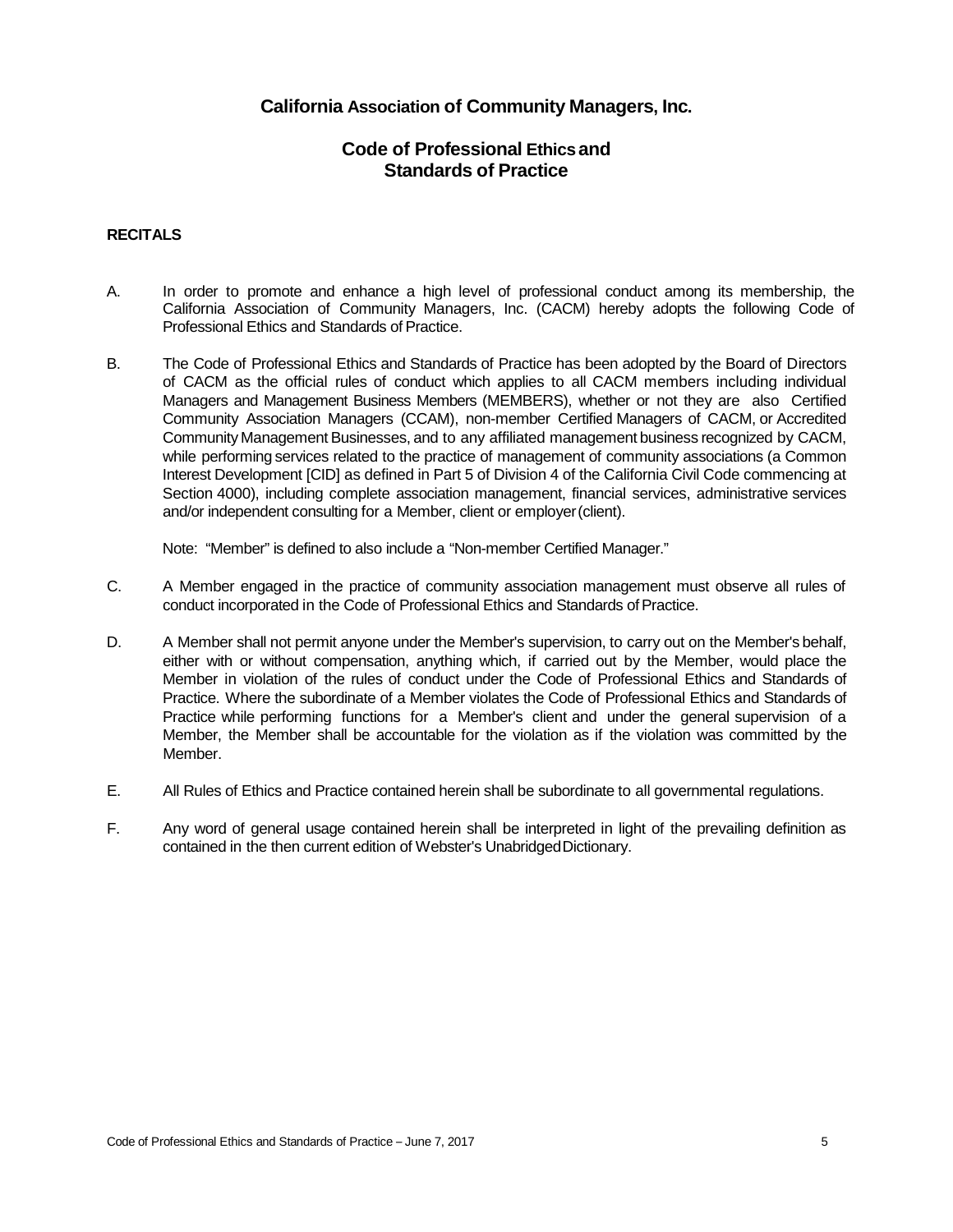# California Association of Community Managers, Inc.

## Code of Professional Ethics and Standards of Practice

**RECITALS**

A. In order to promote and enhance a high level of professional conduct among its membership, the California Association of Community Managers, Inc. (CACM) hereby adopts the following Code of Professional Ethics and Standards of Practice.

B. The Code of Professional Ethics and Standards of Practice has been adopted by the Board of Directors of CACM as the official rules of conduct which applies to all CACM members including individual Managers and Management Business Members (MEMBERS), whether or not they are also Certified Community Association Managers (CCAM), non-member Certified Managers of CACM, or Accredited Community Management Businesses, and to any affiliated management business recognized by CACM, while performing services related to the practice of management of community associations (a Common Interest Development [CID] as defined in Part 5 of Division 4 of the California Civil Code commencing at Section 4000), including complete association management, financial services, administrative services and/or independent consulting for a Member, client or employer (client).

   Note: "Member" is defined to also include a "Non-member Certified Manager."

C. A Member engaged in the practice of community association management must observe all rules of conduct incorporated in the Code of Professional Ethics and Standards of Practice.

D. A Member shall not permit anyone under the Member's supervision, to carry out on the Member's behalf, either with or without compensation, anything which, if carried out by the Member, would place the Member in violation of the rules of conduct under the Code of Professional Ethics and Standards of Practice. Where the subordinate of a Member violates the Code of Professional Ethics and Standards of Practice while performing functions for a Member's client and under the general supervision of a Member, the Member shall be accountable for the violation as if the violation was committed by the Member.

E. All Rules of Ethics and Practice contained herein shall be subordinate to all governmental regulations.

F. Any word of general usage contained herein shall be interpreted in light of the prevailing definition as contained in the then current edition of Webster's Unabridged Dictionary.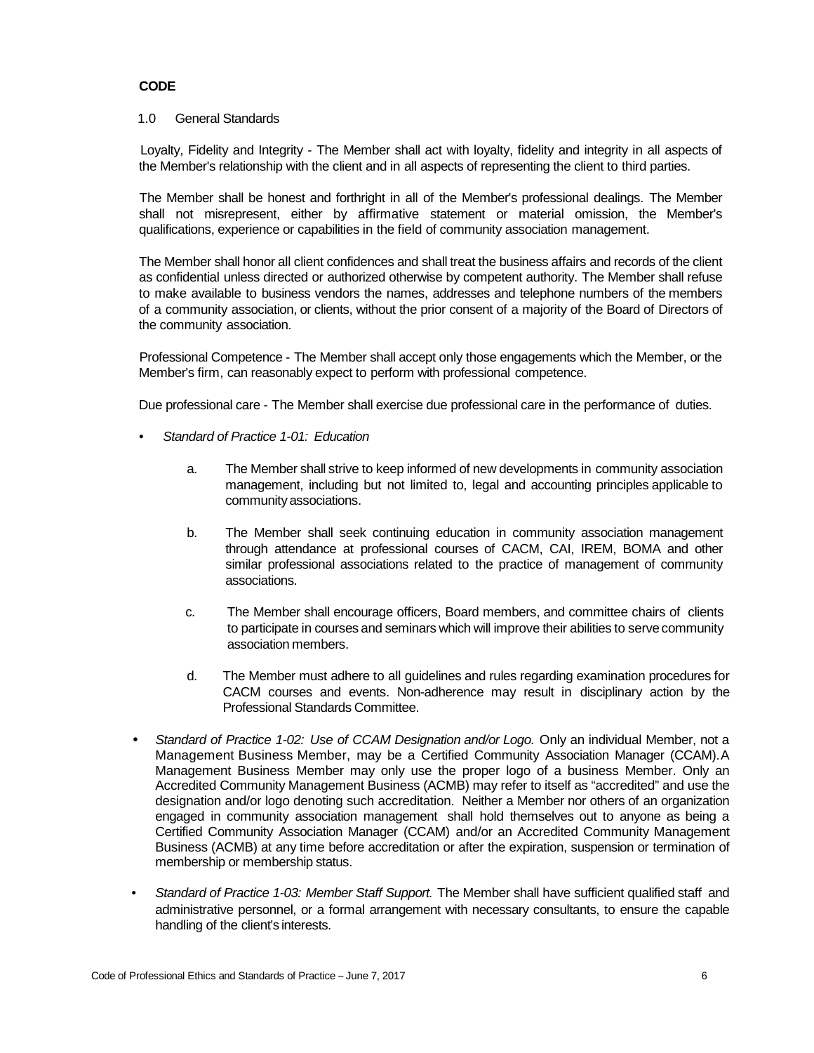**CODE**

1.0 General Standards

Loyalty, Fidelity and Integrity - The Member shall act with loyalty, fidelity and integrity in all aspects of the Member's relationship with the client and in all aspects of representing the client to third parties.

The Member shall be honest and forthright in all of the Member's professional dealings. The Member shall not misrepresent, either by affirmative statement or material omission, the Member's qualifications, experience or capabilities in the field of community association management.

The Member shall honor all client confidences and shall treat the business affairs and records of the client as confidential unless directed or authorized otherwise by competent authority. The Member shall refuse to make available to business vendors the names, addresses and telephone numbers of the members of a community association, or clients, without the prior consent of a majority of the Board of Directors of the community association.

Professional Competence - The Member shall accept only those engagements which the Member, or the Member's firm, can reasonably expect to perform with professional competence.

Due professional care - The Member shall exercise due professional care in the performance of duties.

- *Standard of Practice 1-01: Education*

  a. The Member shall strive to keep informed of new developments in community association management, including but not limited to, legal and accounting principles applicable to community associations.

  b. The Member shall seek continuing education in community association management through attendance at professional courses of CACM, CAI, IREM, BOMA and other similar professional associations related to the practice of management of community associations.

  c. The Member shall encourage officers, Board members, and committee chairs of clients to participate in courses and seminars which will improve their abilities to serve community association members.

  d. The Member must adhere to all guidelines and rules regarding examination procedures for CACM courses and events. Non-adherence may result in disciplinary action by the Professional Standards Committee.

- *Standard of Practice 1-02: Use of CCAM Designation and/or Logo.* Only an individual Member, not a Management Business Member, may be a Certified Community Association Manager (CCAM). A Management Business Member may only use the proper logo of a business Member. Only an Accredited Community Management Business (ACMB) may refer to itself as "accredited" and use the designation and/or logo denoting such accreditation. Neither a Member nor others of an organization engaged in community association management shall hold themselves out to anyone as being a Certified Community Association Manager (CCAM) and/or an Accredited Community Management Business (ACMB) at any time before accreditation or after the expiration, suspension or termination of membership or membership status.

- *Standard of Practice 1-03: Member Staff Support.* The Member shall have sufficient qualified staff and administrative personnel, or a formal arrangement with necessary consultants, to ensure the capable handling of the client's interests.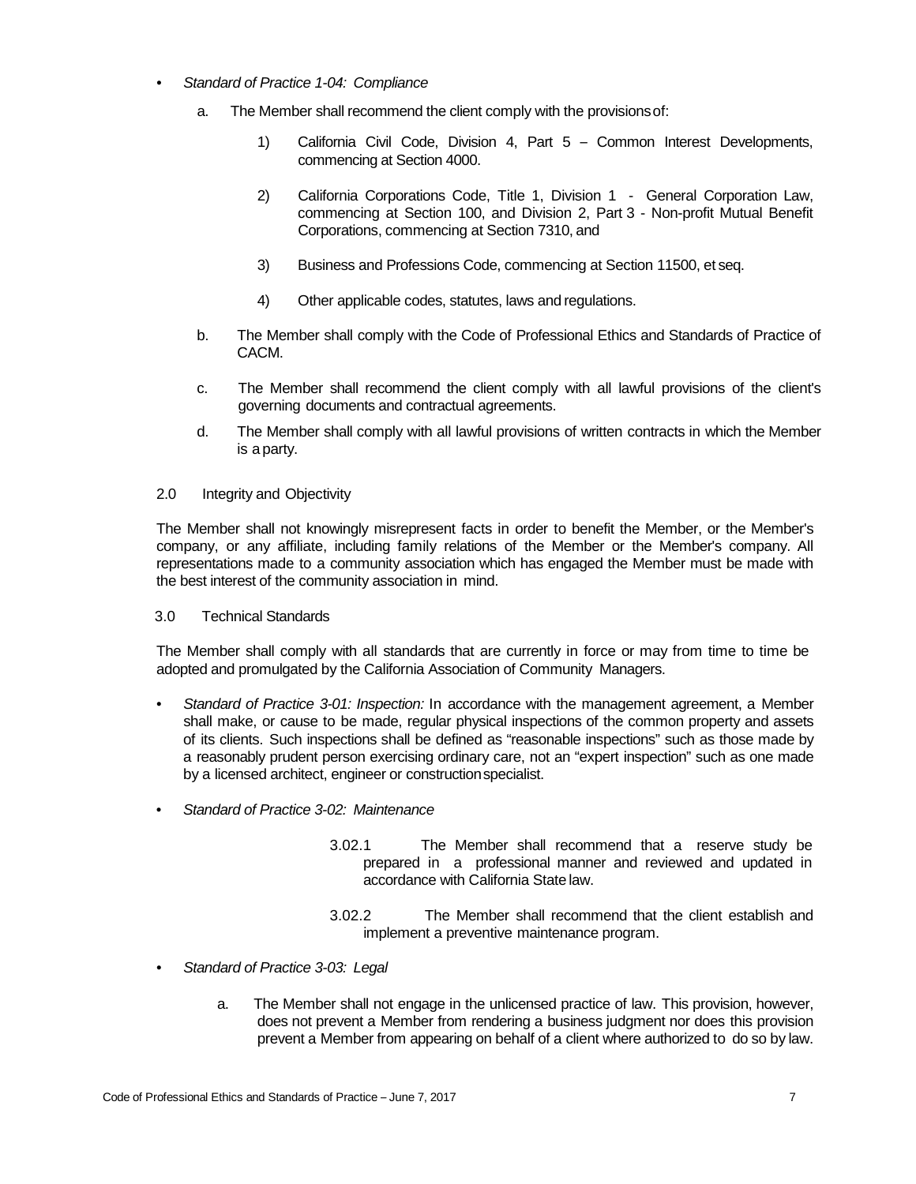- *Standard of Practice 1-04: Compliance*

  a. The Member shall recommend the client comply with the provisions of:

     1) California Civil Code, Division 4, Part 5 – Common Interest Developments, commencing at Section 4000.

     2) California Corporations Code, Title 1, Division 1 - General Corporation Law, commencing at Section 100, and Division 2, Part 3 - Non-profit Mutual Benefit Corporations, commencing at Section 7310, and

     3) Business and Professions Code, commencing at Section 11500, et seq.

     4) Other applicable codes, statutes, laws and regulations.

  b. The Member shall comply with the Code of Professional Ethics and Standards of Practice of CACM.

  c. The Member shall recommend the client comply with all lawful provisions of the client's governing documents and contractual agreements.

  d. The Member shall comply with all lawful provisions of written contracts in which the Member is a party.

2.0 Integrity and Objectivity

The Member shall not knowingly misrepresent facts in order to benefit the Member, or the Member's company, or any affiliate, including family relations of the Member or the Member's company. All representations made to a community association which has engaged the Member must be made with the best interest of the community association in mind.

3.0 Technical Standards

The Member shall comply with all standards that are currently in force or may from time to time be adopted and promulgated by the California Association of Community Managers.

- *Standard of Practice 3-01: Inspection:* In accordance with the management agreement, a Member shall make, or cause to be made, regular physical inspections of the common property and assets of its clients. Such inspections shall be defined as "reasonable inspections" such as those made by a reasonably prudent person exercising ordinary care, not an "expert inspection" such as one made by a licensed architect, engineer or construction specialist.

- *Standard of Practice 3-02: Maintenance*

  3.02.1 The Member shall recommend that a reserve study be prepared in a professional manner and reviewed and updated in accordance with California State law.

  3.02.2 The Member shall recommend that the client establish and implement a preventive maintenance program.

- *Standard of Practice 3-03: Legal*

  a. The Member shall not engage in the unlicensed practice of law. This provision, however, does not prevent a Member from rendering a business judgment nor does this provision prevent a Member from appearing on behalf of a client where authorized to do so by law.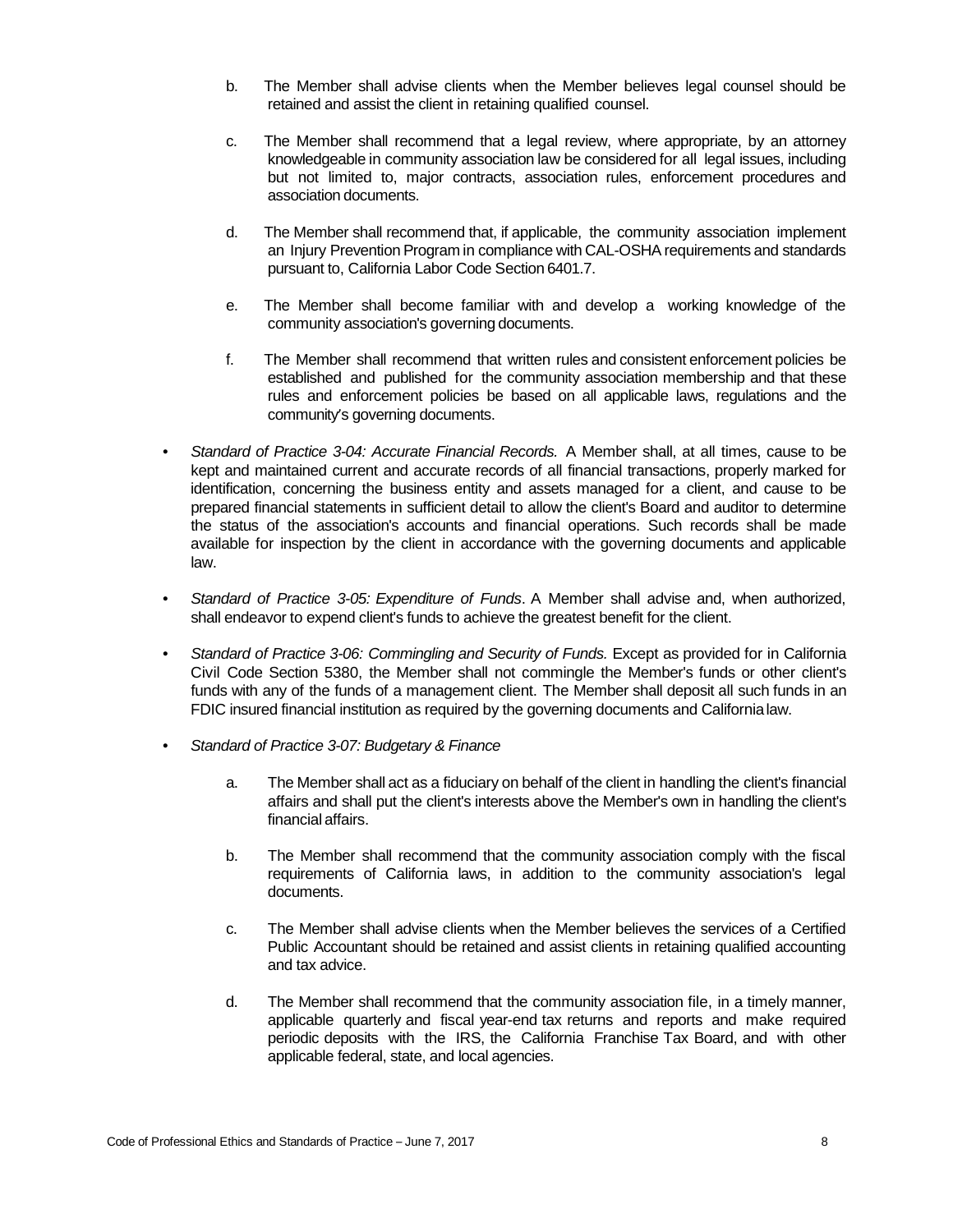b. The Member shall advise clients when the Member believes legal counsel should be retained and assist the client in retaining qualified counsel.

c. The Member shall recommend that a legal review, where appropriate, by an attorney knowledgeable in community association law be considered for all legal issues, including but not limited to, major contracts, association rules, enforcement procedures and association documents.

d. The Member shall recommend that, if applicable, the community association implement an Injury Prevention Program in compliance with CAL-OSHA requirements and standards pursuant to, California Labor Code Section 6401.7.

e. The Member shall become familiar with and develop a working knowledge of the community association's governing documents.

f. The Member shall recommend that written rules and consistent enforcement policies be established and published for the community association membership and that these rules and enforcement policies be based on all applicable laws, regulations and the community's governing documents.

- *Standard of Practice 3-04: Accurate Financial Records.* A Member shall, at all times, cause to be kept and maintained current and accurate records of all financial transactions, properly marked for identification, concerning the business entity and assets managed for a client, and cause to be prepared financial statements in sufficient detail to allow the client's Board and auditor to determine the status of the association's accounts and financial operations. Such records shall be made available for inspection by the client in accordance with the governing documents and applicable law.

- *Standard of Practice 3-05: Expenditure of Funds*. A Member shall advise and, when authorized, shall endeavor to expend client's funds to achieve the greatest benefit for the client.

- *Standard of Practice 3-06: Commingling and Security of Funds.* Except as provided for in California Civil Code Section 5380, the Member shall not commingle the Member's funds or other client's funds with any of the funds of a management client. The Member shall deposit all such funds in an FDIC insured financial institution as required by the governing documents and California law.

- *Standard of Practice 3-07: Budgetary & Finance*

  a. The Member shall act as a fiduciary on behalf of the client in handling the client's financial affairs and shall put the client's interests above the Member's own in handling the client's financial affairs.

  b. The Member shall recommend that the community association comply with the fiscal requirements of California laws, in addition to the community association's legal documents.

  c. The Member shall advise clients when the Member believes the services of a Certified Public Accountant should be retained and assist clients in retaining qualified accounting and tax advice.

  d. The Member shall recommend that the community association file, in a timely manner, applicable quarterly and fiscal year-end tax returns and reports and make required periodic deposits with the IRS, the California Franchise Tax Board, and with other applicable federal, state, and local agencies.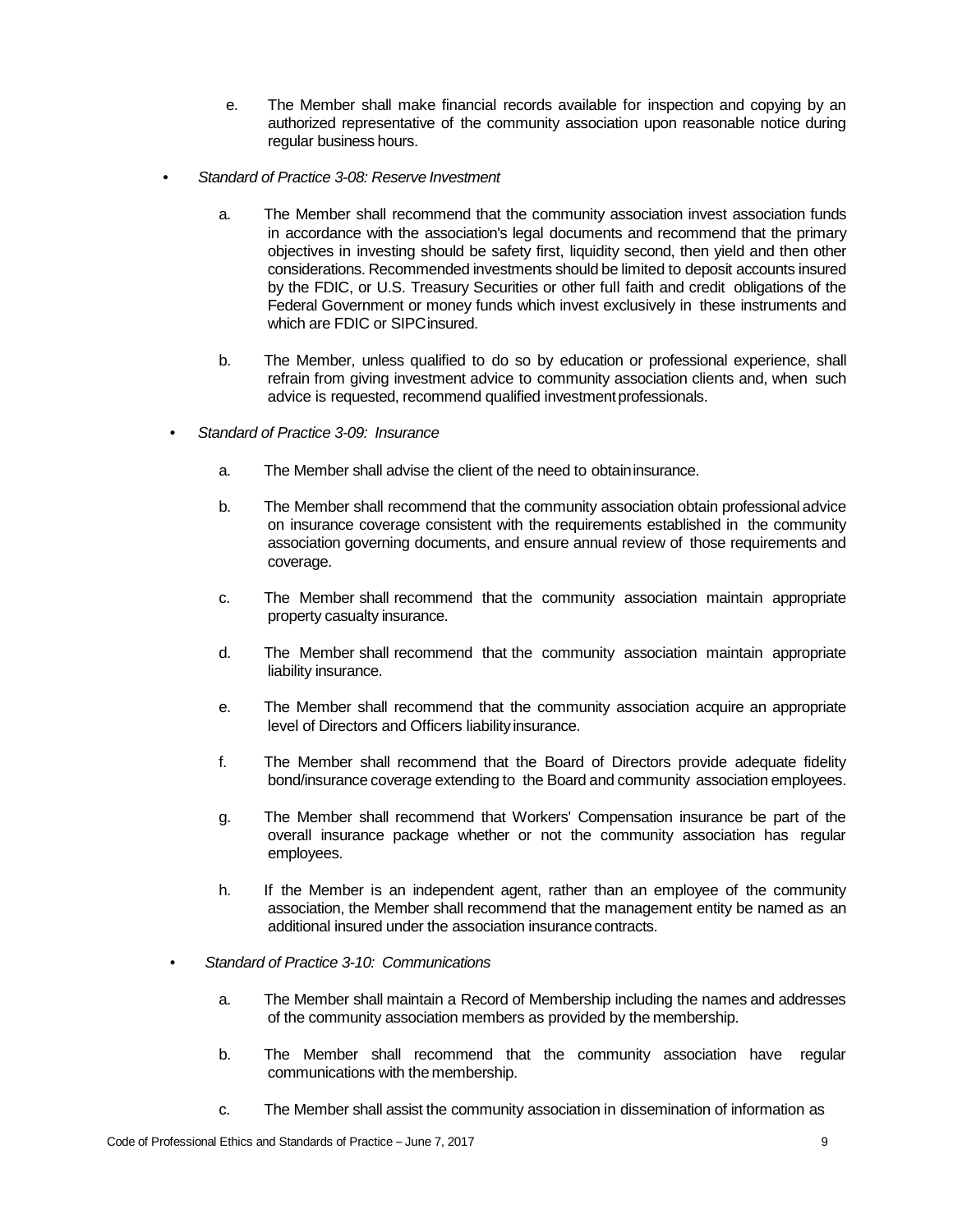e. The Member shall make financial records available for inspection and copying by an authorized representative of the community association upon reasonable notice during regular business hours.

- *Standard of Practice 3-08: Reserve Investment*

  a. The Member shall recommend that the community association invest association funds in accordance with the association's legal documents and recommend that the primary objectives in investing should be safety first, liquidity second, then yield and then other considerations. Recommended investments should be limited to deposit accounts insured by the FDIC, or U.S. Treasury Securities or other full faith and credit obligations of the Federal Government or money funds which invest exclusively in these instruments and which are FDIC or SIPC insured.

  b. The Member, unless qualified to do so by education or professional experience, shall refrain from giving investment advice to community association clients and, when such advice is requested, recommend qualified investment professionals.

- *Standard of Practice 3-09: Insurance*

  a. The Member shall advise the client of the need to obtain insurance.

  b. The Member shall recommend that the community association obtain professional advice on insurance coverage consistent with the requirements established in the community association governing documents, and ensure annual review of those requirements and coverage.

  c. The Member shall recommend that the community association maintain appropriate property casualty insurance.

  d. The Member shall recommend that the community association maintain appropriate liability insurance.

  e. The Member shall recommend that the community association acquire an appropriate level of Directors and Officers liability insurance.

  f. The Member shall recommend that the Board of Directors provide adequate fidelity bond/insurance coverage extending to the Board and community association employees.

  g. The Member shall recommend that Workers' Compensation insurance be part of the overall insurance package whether or not the community association has regular employees.

  h. If the Member is an independent agent, rather than an employee of the community association, the Member shall recommend that the management entity be named as an additional insured under the association insurance contracts.

- *Standard of Practice 3-10: Communications*

  a. The Member shall maintain a Record of Membership including the names and addresses of the community association members as provided by the membership.

  b. The Member shall recommend that the community association have regular communications with the membership.

  c. The Member shall assist the community association in dissemination of information as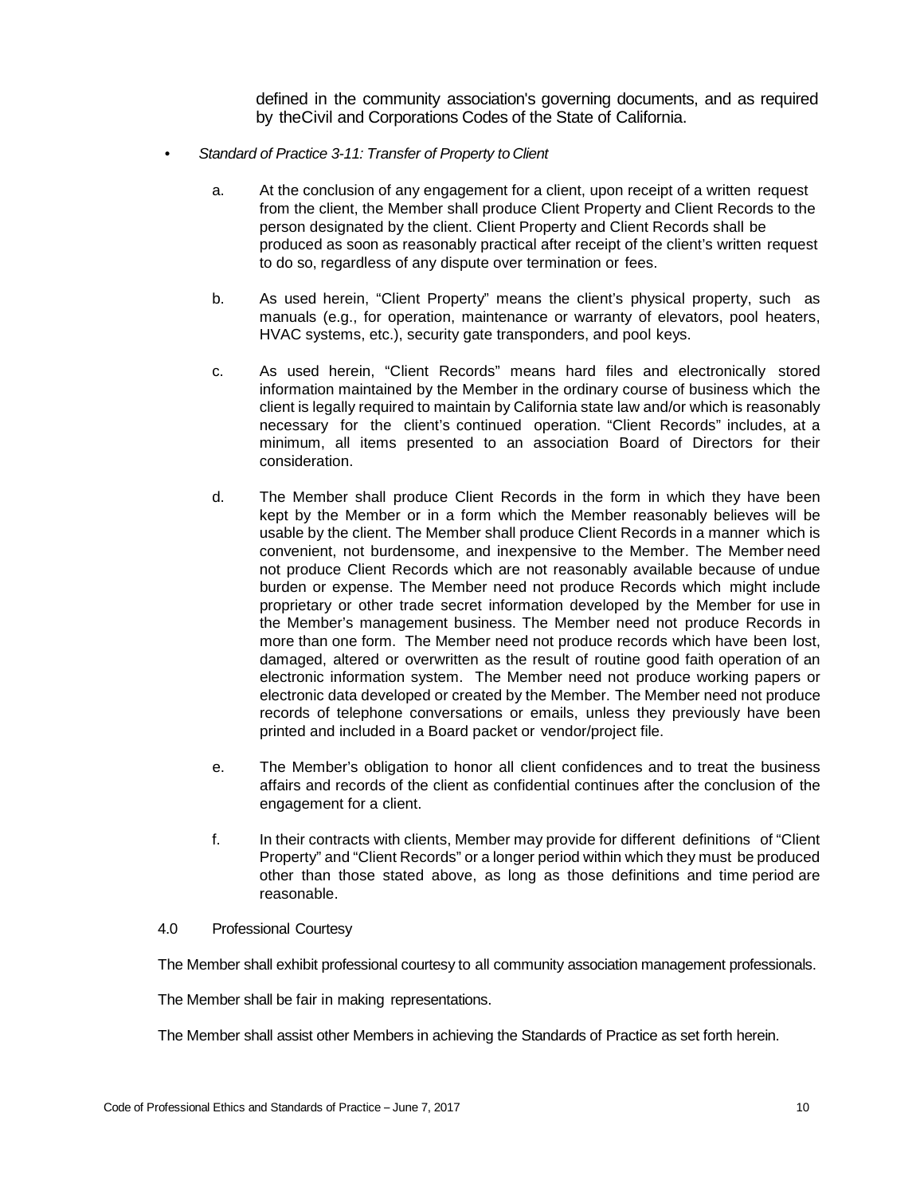defined in the community association's governing documents, and as required by theCivil and Corporations Codes of the State of California.

- *Standard of Practice 3-11: Transfer of Property to Client*

  a. At the conclusion of any engagement for a client, upon receipt of a written request from the client, the Member shall produce Client Property and Client Records to the person designated by the client. Client Property and Client Records shall be produced as soon as reasonably practical after receipt of the client's written request to do so, regardless of any dispute over termination or fees.

  b. As used herein, "Client Property" means the client's physical property, such as manuals (e.g., for operation, maintenance or warranty of elevators, pool heaters, HVAC systems, etc.), security gate transponders, and pool keys.

  c. As used herein, "Client Records" means hard files and electronically stored information maintained by the Member in the ordinary course of business which the client is legally required to maintain by California state law and/or which is reasonably necessary for the client's continued operation. "Client Records" includes, at a minimum, all items presented to an association Board of Directors for their consideration.

  d. The Member shall produce Client Records in the form in which they have been kept by the Member or in a form which the Member reasonably believes will be usable by the client. The Member shall produce Client Records in a manner which is convenient, not burdensome, and inexpensive to the Member. The Member need not produce Client Records which are not reasonably available because of undue burden or expense. The Member need not produce Records which might include proprietary or other trade secret information developed by the Member for use in the Member's management business. The Member need not produce Records in more than one form. The Member need not produce records which have been lost, damaged, altered or overwritten as the result of routine good faith operation of an electronic information system. The Member need not produce working papers or electronic data developed or created by the Member. The Member need not produce records of telephone conversations or emails, unless they previously have been printed and included in a Board packet or vendor/project file.

  e. The Member's obligation to honor all client confidences and to treat the business affairs and records of the client as confidential continues after the conclusion of the engagement for a client.

  f. In their contracts with clients, Member may provide for different definitions of "Client Property" and "Client Records" or a longer period within which they must be produced other than those stated above, as long as those definitions and time period are reasonable.

4.0 Professional Courtesy

The Member shall exhibit professional courtesy to all community association management professionals.

The Member shall be fair in making representations.

The Member shall assist other Members in achieving the Standards of Practice as set forth herein.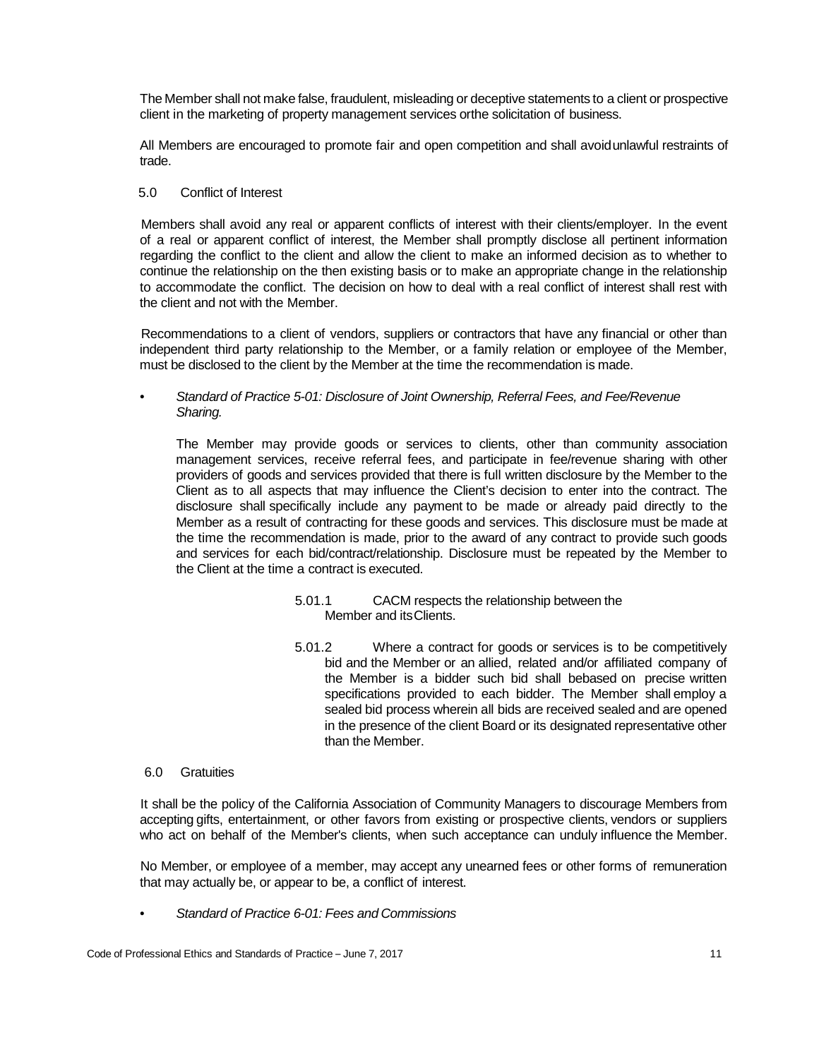The Member shall not make false, fraudulent, misleading or deceptive statements to a client or prospective client in the marketing of property management services orthe solicitation of business.

All Members are encouraged to promote fair and open competition and shall avoidunlawful restraints of trade.

## 5.0 Conflict of Interest

Members shall avoid any real or apparent conflicts of interest with their clients/employer. In the event of a real or apparent conflict of interest, the Member shall promptly disclose all pertinent information regarding the conflict to the client and allow the client to make an informed decision as to whether to continue the relationship on the then existing basis or to make an appropriate change in the relationship to accommodate the conflict. The decision on how to deal with a real conflict of interest shall rest with the client and not with the Member.

Recommendations to a client of vendors, suppliers or contractors that have any financial or other than independent third party relationship to the Member, or a family relation or employee of the Member, must be disclosed to the client by the Member at the time the recommendation is made.

- *Standard of Practice 5-01: Disclosure of Joint Ownership, Referral Fees, and Fee/Revenue Sharing.*

  The Member may provide goods or services to clients, other than community association management services, receive referral fees, and participate in fee/revenue sharing with other providers of goods and services provided that there is full written disclosure by the Member to the Client as to all aspects that may influence the Client's decision to enter into the contract. The disclosure shall specifically include any payment to be made or already paid directly to the Member as a result of contracting for these goods and services. This disclosure must be made at the time the recommendation is made, prior to the award of any contract to provide such goods and services for each bid/contract/relationship. Disclosure must be repeated by the Member to the Client at the time a contract is executed.

  5.01.1 CACM respects the relationship between the Member and itsClients.

  5.01.2 Where a contract for goods or services is to be competitively bid and the Member or an allied, related and/or affiliated company of the Member is a bidder such bid shall bebased on precise written specifications provided to each bidder. The Member shall employ a sealed bid process wherein all bids are received sealed and are opened in the presence of the client Board or its designated representative other than the Member.

## 6.0 Gratuities

It shall be the policy of the California Association of Community Managers to discourage Members from accepting gifts, entertainment, or other favors from existing or prospective clients, vendors or suppliers who act on behalf of the Member's clients, when such acceptance can unduly influence the Member.

No Member, or employee of a member, may accept any unearned fees or other forms of remuneration that may actually be, or appear to be, a conflict of interest.

- *Standard of Practice 6-01: Fees and Commissions*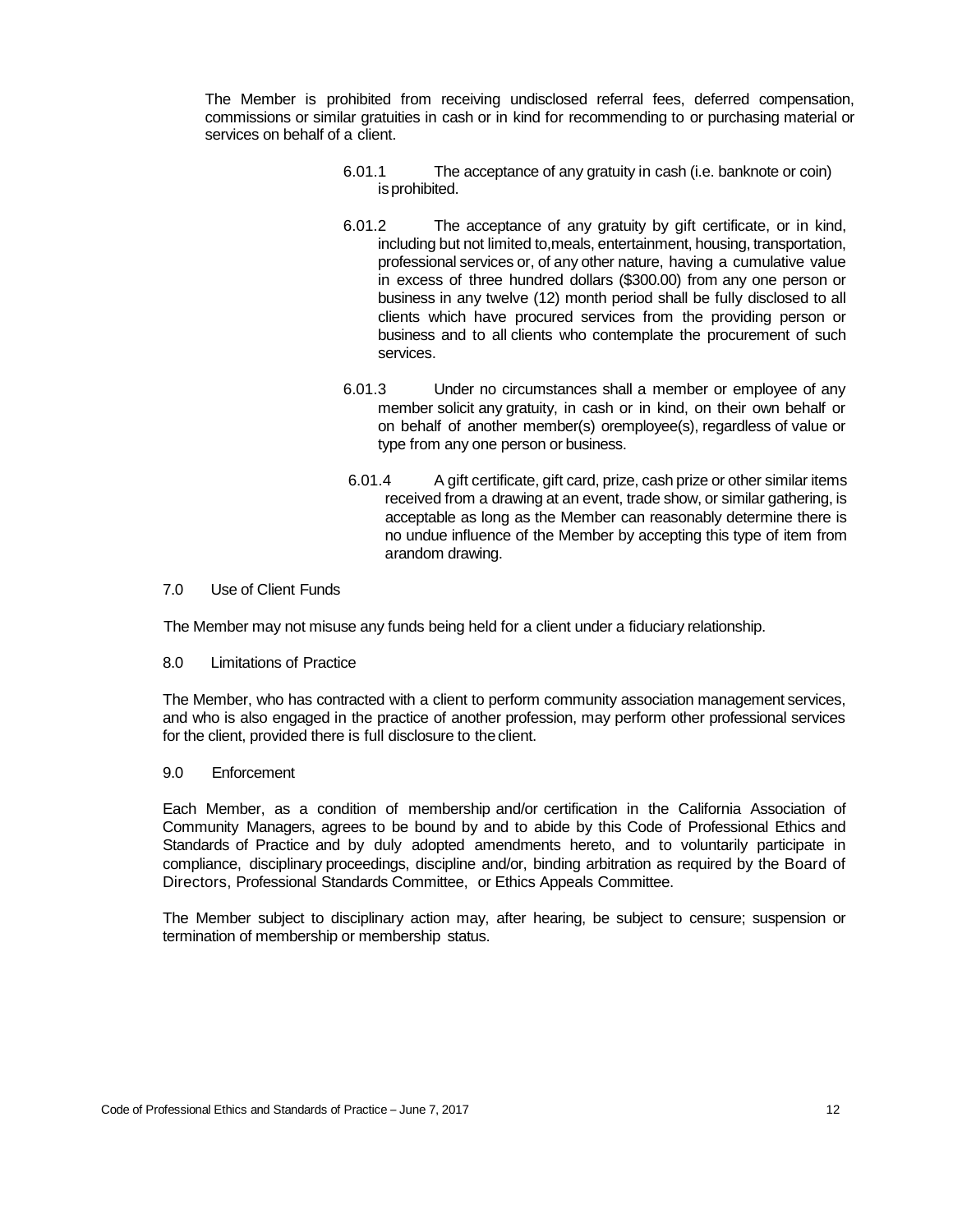The Member is prohibited from receiving undisclosed referral fees, deferred compensation, commissions or similar gratuities in cash or in kind for recommending to or purchasing material or services on behalf of a client.

6.01.1 The acceptance of any gratuity in cash (i.e. banknote or coin) is prohibited.

6.01.2 The acceptance of any gratuity by gift certificate, or in kind, including but not limited to, meals, entertainment, housing, transportation, professional services or, of any other nature, having a cumulative value in excess of three hundred dollars ($300.00) from any one person or business in any twelve (12) month period shall be fully disclosed to all clients which have procured services from the providing person or business and to all clients who contemplate the procurement of such services.

6.01.3 Under no circumstances shall a member or employee of any member solicit any gratuity, in cash or in kind, on their own behalf or on behalf of another member(s) or employee(s), regardless of value or type from any one person or business.

6.01.4 A gift certificate, gift card, prize, cash prize or other similar items received from a drawing at an event, trade show, or similar gathering, is acceptable as long as the Member can reasonably determine there is no undue influence of the Member by accepting this type of item from a random drawing.

## 7.0 Use of Client Funds

The Member may not misuse any funds being held for a client under a fiduciary relationship.

## 8.0 Limitations of Practice

The Member, who has contracted with a client to perform community association management services, and who is also engaged in the practice of another profession, may perform other professional services for the client, provided there is full disclosure to the client.

## 9.0 Enforcement

Each Member, as a condition of membership and/or certification in the California Association of Community Managers, agrees to be bound by and to abide by this Code of Professional Ethics and Standards of Practice and by duly adopted amendments hereto, and to voluntarily participate in compliance, disciplinary proceedings, discipline and/or, binding arbitration as required by the Board of Directors, Professional Standards Committee, or Ethics Appeals Committee.

The Member subject to disciplinary action may, after hearing, be subject to censure; suspension or termination of membership or membership status.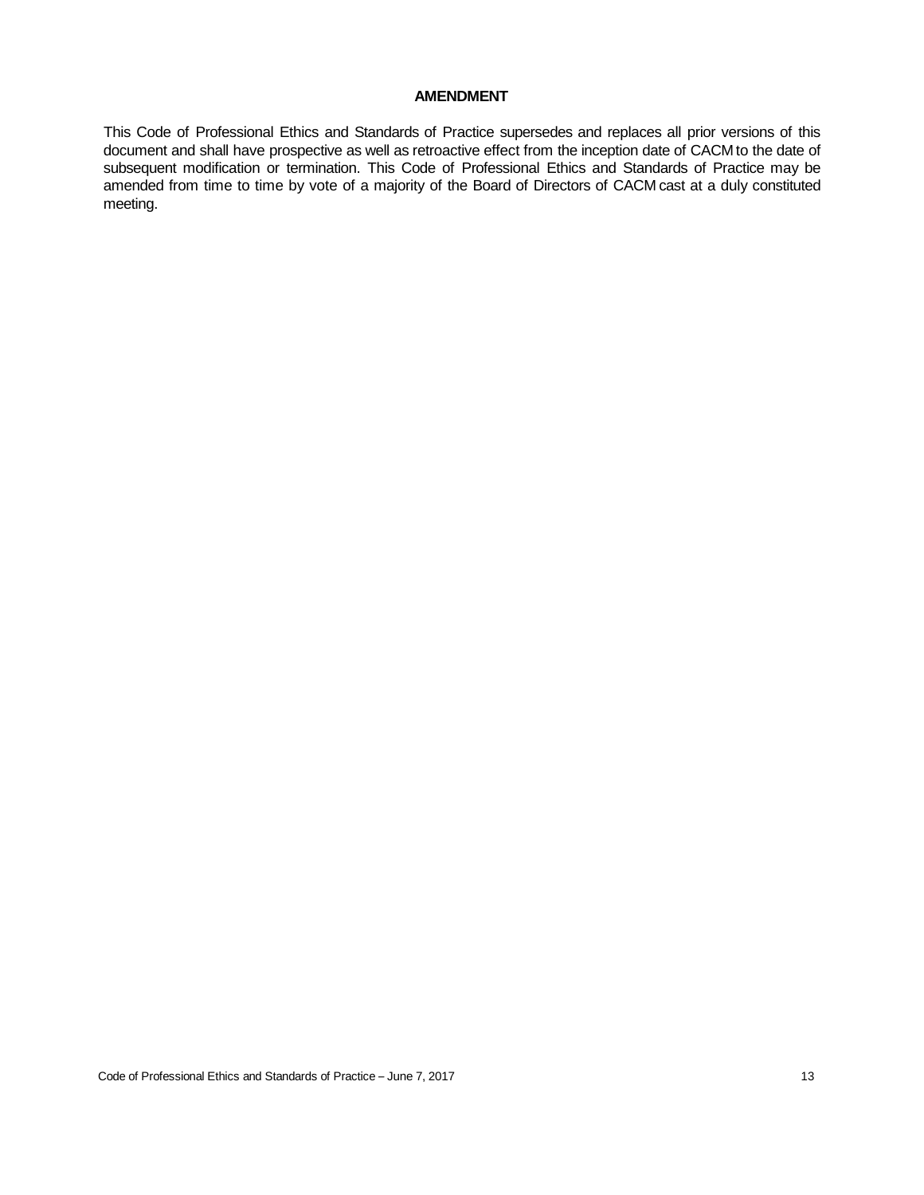## AMENDMENT

This Code of Professional Ethics and Standards of Practice supersedes and replaces all prior versions of this document and shall have prospective as well as retroactive effect from the inception date of CACM to the date of subsequent modification or termination. This Code of Professional Ethics and Standards of Practice may be amended from time to time by vote of a majority of the Board of Directors of CACM cast at a duly constituted meeting.